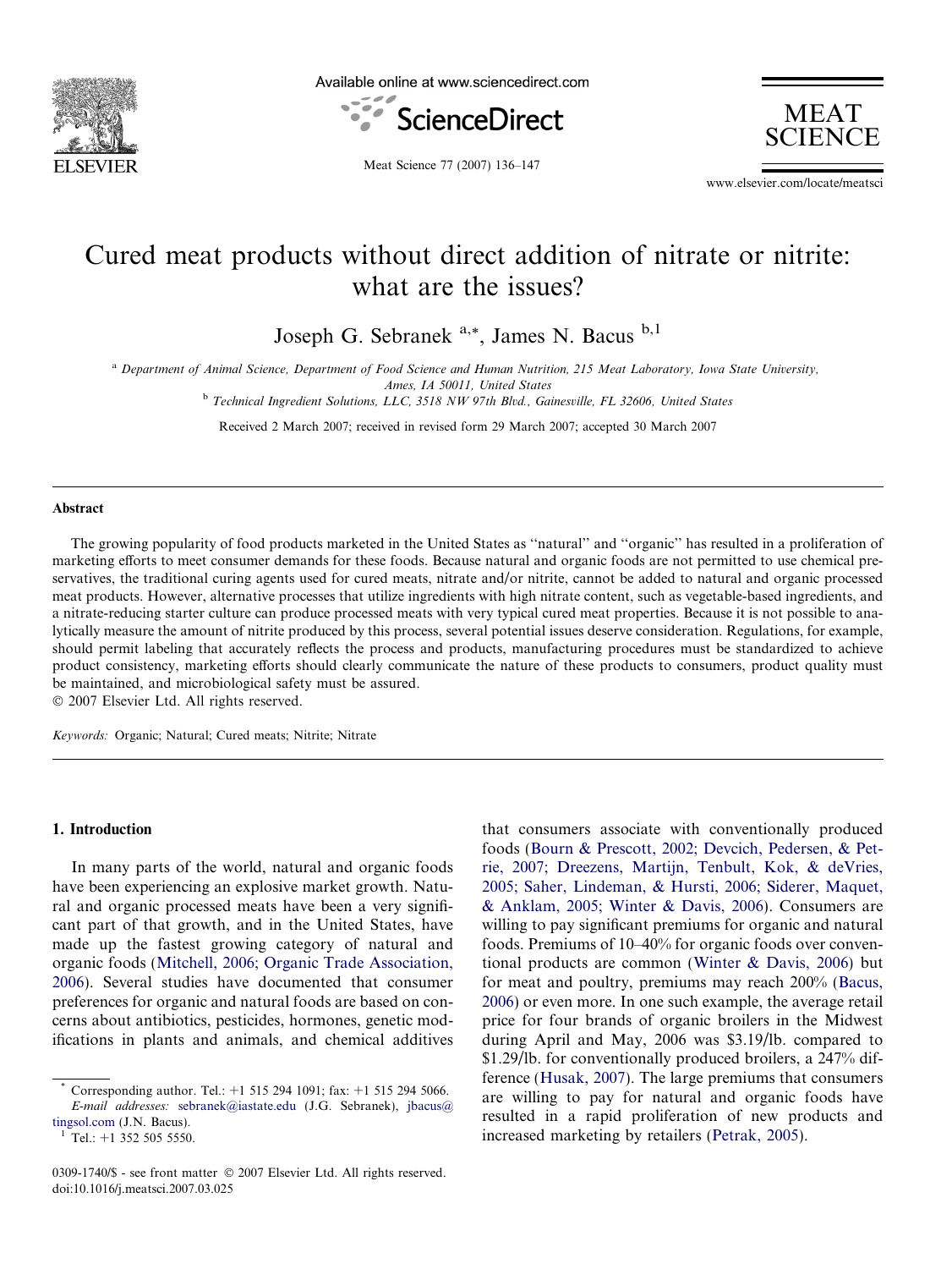# Cured meat products without direct addition of nitrate or nitrite: what are the issues?

Joseph G. Sebranek [a,*], James N. Bacus [b,1]

[a] Department of Animal Science, Department of Food Science and Human Nutrition, 215 Meat Laboratory, Iowa State University, Ames, IA 50011, United States

[b] Technical Ingredient Solutions, LLC, 3518 NW 97th Blvd., Gainesville, FL 32606, United States

Received 2 March 2007; received in revised form 29 March 2007; accepted 30 March 2007

## Abstract

The growing popularity of food products marketed in the United States as "natural" and "organic" has resulted in a proliferation of marketing efforts to meet consumer demands for these foods. Because natural and organic foods are not permitted to use chemical preservatives, the traditional curing agents used for cured meats, nitrate and/or nitrite, cannot be added to natural and organic processed meat products. However, alternative processes that utilize ingredients with high nitrate content, such as vegetable-based ingredients, and a nitrate-reducing starter culture can produce processed meats with very typical cured meat properties. Because it is not possible to analytically measure the amount of nitrite produced by this process, several potential issues deserve consideration. Regulations, for example, should permit labeling that accurately reflects the process and products, manufacturing procedures must be standardized to achieve product consistency, marketing efforts should clearly communicate the nature of these products to consumers, product quality must be maintained, and microbiological safety must be assured.

© 2007 Elsevier Ltd. All rights reserved.

*Keywords:* Organic; Natural; Cured meats; Nitrite; Nitrate

## 1. Introduction

In many parts of the world, natural and organic foods have been experiencing an explosive market growth. Natural and organic processed meats have been a very significant part of that growth, and in the United States, have made up the fastest growing category of natural and organic foods (Mitchell, 2006; Organic Trade Association, 2006). Several studies have documented that consumer preferences for organic and natural foods are based on concerns about antibiotics, pesticides, hormones, genetic modifications in plants and animals, and chemical additives that consumers associate with conventionally produced foods (Bourn & Prescott, 2002; Devcich, Pedersen, & Petrie, 2007; Dreezens, Martijn, Tenbult, Kok, & deVries, 2005; Saher, Lindeman, & Hursti, 2006; Siderer, Maquet, & Anklam, 2005; Winter & Davis, 2006). Consumers are willing to pay significant premiums for organic and natural foods. Premiums of 10–40% for organic foods over conventional products are common (Winter & Davis, 2006) but for meat and poultry, premiums may reach 200% (Bacus, 2006) or even more. In one such example, the average retail price for four brands of organic broilers in the Midwest during April and May, 2006 was \$3.19/lb. compared to \$1.29/lb. for conventionally produced broilers, a 247% difference (Husak, 2007). The large premiums that consumers are willing to pay for natural and organic foods have resulted in a rapid proliferation of new products and increased marketing by retailers (Petrak, 2005).

---

\* Corresponding author. Tel.: +1 515 294 1091; fax: +1 515 294 5066. *E-mail addresses:* sebranek@iastate.edu (J.G. Sebranek), jbacus@tingsol.com (J.N. Bacus).

[1] Tel.: +1 352 505 5550.

0309-1740/\$ - see front matter © 2007 Elsevier Ltd. All rights reserved.
doi:10.1016/j.meatsci.2007.03.025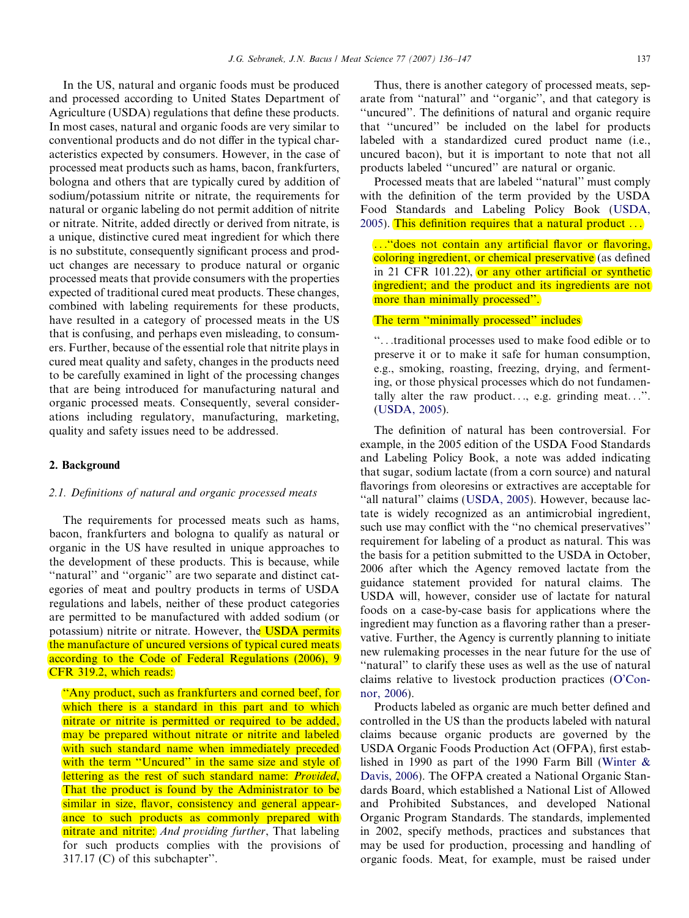In the US, natural and organic foods must be produced and processed according to United States Department of Agriculture (USDA) regulations that define these products. In most cases, natural and organic foods are very similar to conventional products and do not differ in the typical characteristics expected by consumers. However, in the case of processed meat products such as hams, bacon, frankfurters, bologna and others that are typically cured by addition of sodium/potassium nitrite or nitrate, the requirements for natural or organic labeling do not permit addition of nitrite or nitrate. Nitrite, added directly or derived from nitrate, is a unique, distinctive cured meat ingredient for which there is no substitute, consequently significant process and product changes are necessary to produce natural or organic processed meats that provide consumers with the properties expected of traditional cured meat products. These changes, combined with labeling requirements for these products, have resulted in a category of processed meats in the US that is confusing, and perhaps even misleading, to consumers. Further, because of the essential role that nitrite plays in cured meat quality and safety, changes in the products need to be carefully examined in light of the processing changes that are being introduced for manufacturing natural and organic processed meats. Consequently, several considerations including regulatory, manufacturing, marketing, quality and safety issues need to be addressed.

## 2. Background

### 2.1. Definitions of natural and organic processed meats

The requirements for processed meats such as hams, bacon, frankfurters and bologna to qualify as natural or organic in the US have resulted in unique approaches to the development of these products. This is because, while ''natural'' and ''organic'' are two separate and distinct categories of meat and poultry products in terms of USDA regulations and labels, neither of these product categories are permitted to be manufactured with added sodium (or potassium) nitrite or nitrate. However, the USDA permits the manufacture of uncured versions of typical cured meats according to the Code of Federal Regulations (2006), 9 CFR 319.2, which reads:

> ''Any product, such as frankfurters and corned beef, for which there is a standard in this part and to which nitrate or nitrite is permitted or required to be added, may be prepared without nitrate or nitrite and labeled with such standard name when immediately preceded with the term ''Uncured'' in the same size and style of lettering as the rest of such standard name: *Provided*, That the product is found by the Administrator to be similar in size, flavor, consistency and general appearance to such products as commonly prepared with nitrate and nitrite: *And providing further*, That labeling for such products complies with the provisions of 317.17 (C) of this subchapter''.

Thus, there is another category of processed meats, separate from ''natural'' and ''organic'', and that category is ''uncured''. The definitions of natural and organic require that ''uncured'' be included on the label for products labeled with a standardized cured product name (i.e., uncured bacon), but it is important to note that not all products labeled ''uncured'' are natural or organic.

Processed meats that are labeled ''natural'' must comply with the definition of the term provided by the USDA Food Standards and Labeling Policy Book (USDA, 2005). This definition requires that a natural product ...

> ...''does not contain any artificial flavor or flavoring, coloring ingredient, or chemical preservative (as defined in 21 CFR 101.22), or any other artificial or synthetic ingredient; and the product and its ingredients are not more than minimally processed''.
>
> The term ''minimally processed'' includes
>
> ''...traditional processes used to make food edible or to preserve it or to make it safe for human consumption, e.g., smoking, roasting, freezing, drying, and fermenting, or those physical processes which do not fundamentally alter the raw product..., e.g. grinding meat...''. (USDA, 2005).

The definition of natural has been controversial. For example, in the 2005 edition of the USDA Food Standards and Labeling Policy Book, a note was added indicating that sugar, sodium lactate (from a corn source) and natural flavorings from oleoresins or extractives are acceptable for ''all natural'' claims (USDA, 2005). However, because lactate is widely recognized as an antimicrobial ingredient, such use may conflict with the ''no chemical preservatives'' requirement for labeling of a product as natural. This was the basis for a petition submitted to the USDA in October, 2006 after which the Agency removed lactate from the guidance statement provided for natural claims. The USDA will, however, consider use of lactate for natural foods on a case-by-case basis for applications where the ingredient may function as a flavoring rather than a preservative. Further, the Agency is currently planning to initiate new rulemaking processes in the near future for the use of ''natural'' to clarify these uses as well as the use of natural claims relative to livestock production practices (O'Connor, 2006).

Products labeled as organic are much better defined and controlled in the US than the products labeled with natural claims because organic products are governed by the USDA Organic Foods Production Act (OFPA), first established in 1990 as part of the 1990 Farm Bill (Winter & Davis, 2006). The OFPA created a National Organic Standards Board, which established a National List of Allowed and Prohibited Substances, and developed National Organic Program Standards. The standards, implemented in 2002, specify methods, practices and substances that may be used for production, processing and handling of organic foods. Meat, for example, must be raised under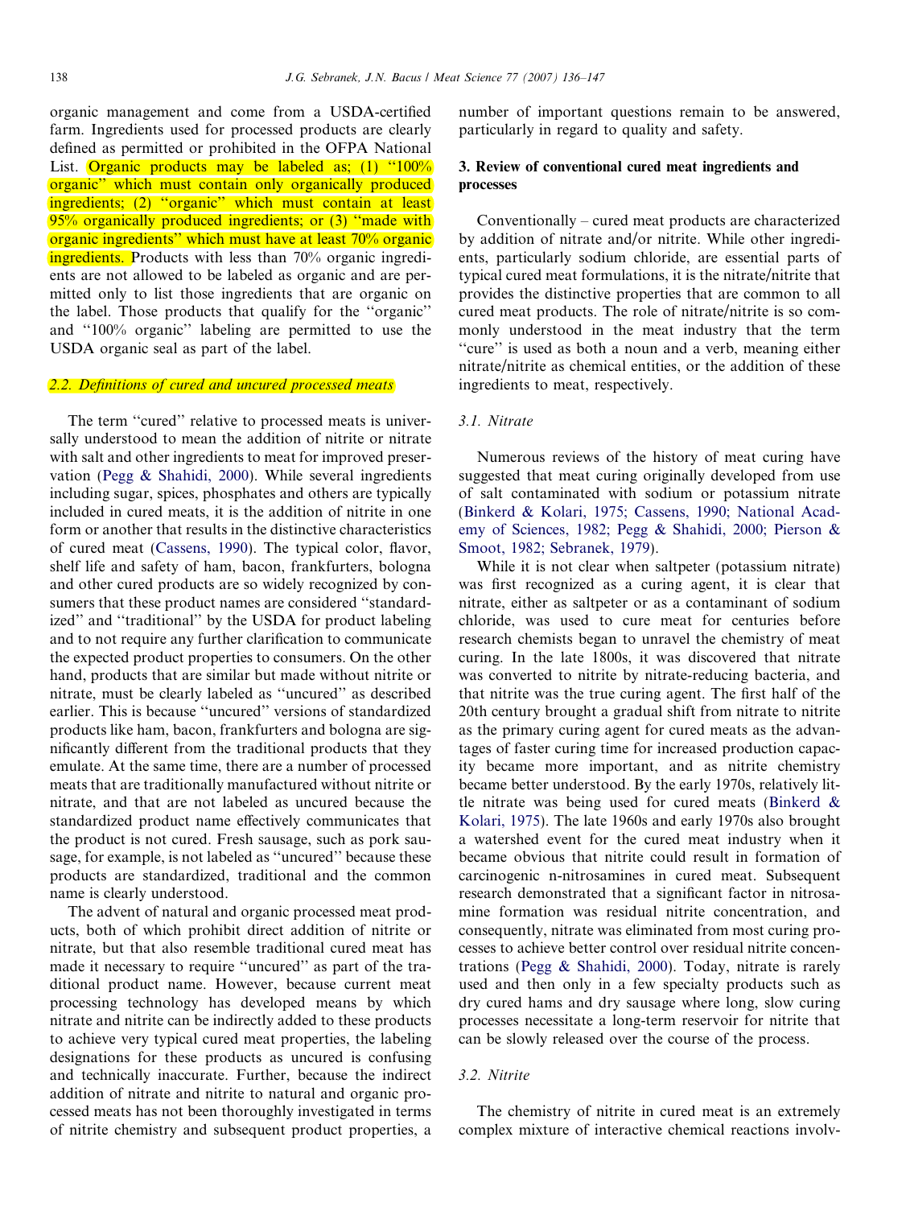organic management and come from a USDA-certified farm. Ingredients used for processed products are clearly defined as permitted or prohibited in the OFPA National List. Organic products may be labeled as; (1) ''100% organic'' which must contain only organically produced ingredients; (2) ''organic'' which must contain at least 95% organically produced ingredients; or (3) ''made with organic ingredients'' which must have at least 70% organic ingredients. Products with less than 70% organic ingredients are not allowed to be labeled as organic and are permitted only to list those ingredients that are organic on the label. Those products that qualify for the ''organic'' and ''100% organic'' labeling are permitted to use the USDA organic seal as part of the label.

### 2.2. Definitions of cured and uncured processed meats

The term ''cured'' relative to processed meats is universally understood to mean the addition of nitrite or nitrate with salt and other ingredients to meat for improved preservation (Pegg & Shahidi, 2000). While several ingredients including sugar, spices, phosphates and others are typically included in cured meats, it is the addition of nitrite in one form or another that results in the distinctive characteristics of cured meat (Cassens, 1990). The typical color, flavor, shelf life and safety of ham, bacon, frankfurters, bologna and other cured products are so widely recognized by consumers that these product names are considered ''standardized'' and ''traditional'' by the USDA for product labeling and to not require any further clarification to communicate the expected product properties to consumers. On the other hand, products that are similar but made without nitrite or nitrate, must be clearly labeled as ''uncured'' as described earlier. This is because ''uncured'' versions of standardized products like ham, bacon, frankfurters and bologna are significantly different from the traditional products that they emulate. At the same time, there are a number of processed meats that are traditionally manufactured without nitrite or nitrate, and that are not labeled as uncured because the standardized product name effectively communicates that the product is not cured. Fresh sausage, such as pork sausage, for example, is not labeled as ''uncured'' because these products are standardized, traditional and the common name is clearly understood.

The advent of natural and organic processed meat products, both of which prohibit direct addition of nitrite or nitrate, but that also resemble traditional cured meat has made it necessary to require ''uncured'' as part of the traditional product name. However, because current meat processing technology has developed means by which nitrate and nitrite can be indirectly added to these products to achieve very typical cured meat properties, the labeling designations for these products as uncured is confusing and technically inaccurate. Further, because the indirect addition of nitrate and nitrite to natural and organic processed meats has not been thoroughly investigated in terms of nitrite chemistry and subsequent product properties, a number of important questions remain to be answered, particularly in regard to quality and safety.

## 3. Review of conventional cured meat ingredients and processes

Conventionally – cured meat products are characterized by addition of nitrate and/or nitrite. While other ingredients, particularly sodium chloride, are essential parts of typical cured meat formulations, it is the nitrate/nitrite that provides the distinctive properties that are common to all cured meat products. The role of nitrate/nitrite is so commonly understood in the meat industry that the term ''cure'' is used as both a noun and a verb, meaning either nitrate/nitrite as chemical entities, or the addition of these ingredients to meat, respectively.

### 3.1. Nitrate

Numerous reviews of the history of meat curing have suggested that meat curing originally developed from use of salt contaminated with sodium or potassium nitrate (Binkerd & Kolari, 1975; Cassens, 1990; National Academy of Sciences, 1982; Pegg & Shahidi, 2000; Pierson & Smoot, 1982; Sebranek, 1979).

While it is not clear when saltpeter (potassium nitrate) was first recognized as a curing agent, it is clear that nitrate, either as saltpeter or as a contaminant of sodium chloride, was used to cure meat for centuries before research chemists began to unravel the chemistry of meat curing. In the late 1800s, it was discovered that nitrate was converted to nitrite by nitrate-reducing bacteria, and that nitrite was the true curing agent. The first half of the 20th century brought a gradual shift from nitrate to nitrite as the primary curing agent for cured meats as the advantages of faster curing time for increased production capacity became more important, and as nitrite chemistry became better understood. By the early 1970s, relatively little nitrate was being used for cured meats (Binkerd & Kolari, 1975). The late 1960s and early 1970s also brought a watershed event for the cured meat industry when it became obvious that nitrite could result in formation of carcinogenic n-nitrosamines in cured meat. Subsequent research demonstrated that a significant factor in nitrosamine formation was residual nitrite concentration, and consequently, nitrate was eliminated from most curing processes to achieve better control over residual nitrite concentrations (Pegg & Shahidi, 2000). Today, nitrate is rarely used and then only in a few specialty products such as dry cured hams and dry sausage where long, slow curing processes necessitate a long-term reservoir for nitrite that can be slowly released over the course of the process.

### 3.2. Nitrite

The chemistry of nitrite in cured meat is an extremely complex mixture of interactive chemical reactions involv-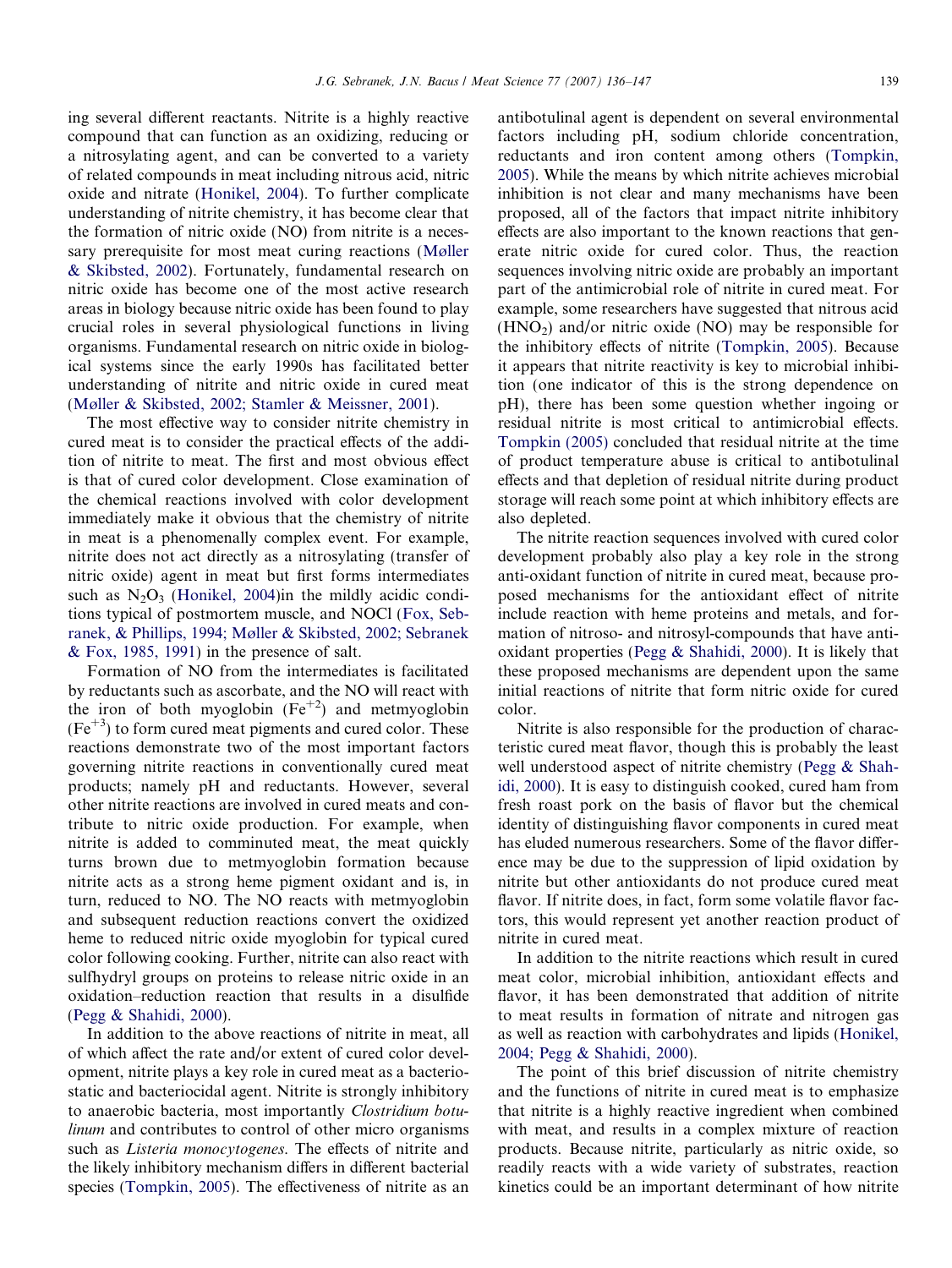ing several different reactants. Nitrite is a highly reactive compound that can function as an oxidizing, reducing or a nitrosylating agent, and can be converted to a variety of related compounds in meat including nitrous acid, nitric oxide and nitrate (Honikel, 2004). To further complicate understanding of nitrite chemistry, it has become clear that the formation of nitric oxide (NO) from nitrite is a necessary prerequisite for most meat curing reactions (Møller & Skibsted, 2002). Fortunately, fundamental research on nitric oxide has become one of the most active research areas in biology because nitric oxide has been found to play crucial roles in several physiological functions in living organisms. Fundamental research on nitric oxide in biological systems since the early 1990s has facilitated better understanding of nitrite and nitric oxide in cured meat (Møller & Skibsted, 2002; Stamler & Meissner, 2001).

The most effective way to consider nitrite chemistry in cured meat is to consider the practical effects of the addition of nitrite to meat. The first and most obvious effect is that of cured color development. Close examination of the chemical reactions involved with color development immediately make it obvious that the chemistry of nitrite in meat is a phenomenally complex event. For example, nitrite does not act directly as a nitrosylating (transfer of nitric oxide) agent in meat but first forms intermediates such as $N_2O_3$ (Honikel, 2004)in the mildly acidic conditions typical of postmortem muscle, and NOCl (Fox, Sebranek, & Phillips, 1994; Møller & Skibsted, 2002; Sebranek & Fox, 1985, 1991) in the presence of salt.

Formation of NO from the intermediates is facilitated by reductants such as ascorbate, and the NO will react with the iron of both myoglobin ($Fe^{+2}$) and metmyoglobin ($Fe^{+3}$) to form cured meat pigments and cured color. These reactions demonstrate two of the most important factors governing nitrite reactions in conventionally cured meat products; namely pH and reductants. However, several other nitrite reactions are involved in cured meats and contribute to nitric oxide production. For example, when nitrite is added to comminuted meat, the meat quickly turns brown due to metmyoglobin formation because nitrite acts as a strong heme pigment oxidant and is, in turn, reduced to NO. The NO reacts with metmyoglobin and subsequent reduction reactions convert the oxidized heme to reduced nitric oxide myoglobin for typical cured color following cooking. Further, nitrite can also react with sulfhydryl groups on proteins to release nitric oxide in an oxidation–reduction reaction that results in a disulfide (Pegg & Shahidi, 2000).

In addition to the above reactions of nitrite in meat, all of which affect the rate and/or extent of cured color development, nitrite plays a key role in cured meat as a bacteriostatic and bacteriocidal agent. Nitrite is strongly inhibitory to anaerobic bacteria, most importantly *Clostridium botulinum* and contributes to control of other micro organisms such as *Listeria monocytogenes*. The effects of nitrite and the likely inhibitory mechanism differs in different bacterial species (Tompkin, 2005). The effectiveness of nitrite as an antibotulinal agent is dependent on several environmental factors including pH, sodium chloride concentration, reductants and iron content among others (Tompkin, 2005). While the means by which nitrite achieves microbial inhibition is not clear and many mechanisms have been proposed, all of the factors that impact nitrite inhibitory effects are also important to the known reactions that generate nitric oxide for cured color. Thus, the reaction sequences involving nitric oxide are probably an important part of the antimicrobial role of nitrite in cured meat. For example, some researchers have suggested that nitrous acid ($HNO_2$) and/or nitric oxide (NO) may be responsible for the inhibitory effects of nitrite (Tompkin, 2005). Because it appears that nitrite reactivity is key to microbial inhibition (one indicator of this is the strong dependence on pH), there has been some question whether ingoing or residual nitrite is most critical to antimicrobial effects. Tompkin (2005) concluded that residual nitrite at the time of product temperature abuse is critical to antibotulinal effects and that depletion of residual nitrite during product storage will reach some point at which inhibitory effects are also depleted.

The nitrite reaction sequences involved with cured color development probably also play a key role in the strong anti-oxidant function of nitrite in cured meat, because proposed mechanisms for the antioxidant effect of nitrite include reaction with heme proteins and metals, and formation of nitroso- and nitrosyl-compounds that have antioxidant properties (Pegg & Shahidi, 2000). It is likely that these proposed mechanisms are dependent upon the same initial reactions of nitrite that form nitric oxide for cured color.

Nitrite is also responsible for the production of characteristic cured meat flavor, though this is probably the least well understood aspect of nitrite chemistry (Pegg & Shahidi, 2000). It is easy to distinguish cooked, cured ham from fresh roast pork on the basis of flavor but the chemical identity of distinguishing flavor components in cured meat has eluded numerous researchers. Some of the flavor difference may be due to the suppression of lipid oxidation by nitrite but other antioxidants do not produce cured meat flavor. If nitrite does, in fact, form some volatile flavor factors, this would represent yet another reaction product of nitrite in cured meat.

In addition to the nitrite reactions which result in cured meat color, microbial inhibition, antioxidant effects and flavor, it has been demonstrated that addition of nitrite to meat results in formation of nitrate and nitrogen gas as well as reaction with carbohydrates and lipids (Honikel, 2004; Pegg & Shahidi, 2000).

The point of this brief discussion of nitrite chemistry and the functions of nitrite in cured meat is to emphasize that nitrite is a highly reactive ingredient when combined with meat, and results in a complex mixture of reaction products. Because nitrite, particularly as nitric oxide, so readily reacts with a wide variety of substrates, reaction kinetics could be an important determinant of how nitrite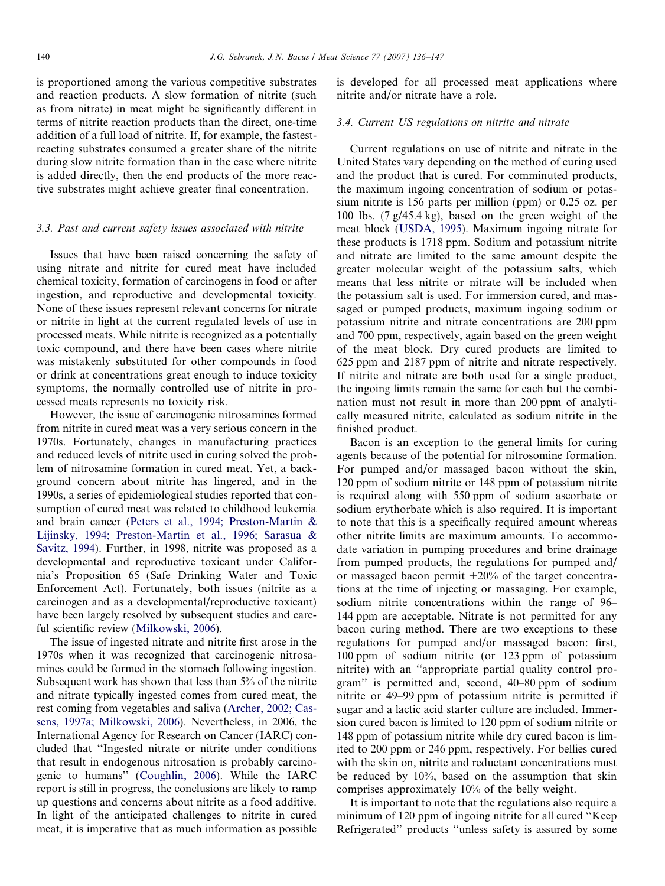is proportioned among the various competitive substrates and reaction products. A slow formation of nitrite (such as from nitrate) in meat might be significantly different in terms of nitrite reaction products than the direct, one-time addition of a full load of nitrite. If, for example, the fastest-reacting substrates consumed a greater share of the nitrite during slow nitrite formation than in the case where nitrite is added directly, then the end products of the more reactive substrates might achieve greater final concentration.

### 3.3. Past and current safety issues associated with nitrite

Issues that have been raised concerning the safety of using nitrate and nitrite for cured meat have included chemical toxicity, formation of carcinogens in food or after ingestion, and reproductive and developmental toxicity. None of these issues represent relevant concerns for nitrate or nitrite in light at the current regulated levels of use in processed meats. While nitrite is recognized as a potentially toxic compound, and there have been cases where nitrite was mistakenly substituted for other compounds in food or drink at concentrations great enough to induce toxicity symptoms, the normally controlled use of nitrite in processed meats represents no toxicity risk.

However, the issue of carcinogenic nitrosamines formed from nitrite in cured meat was a very serious concern in the 1970s. Fortunately, changes in manufacturing practices and reduced levels of nitrite used in curing solved the problem of nitrosamine formation in cured meat. Yet, a background concern about nitrite has lingered, and in the 1990s, a series of epidemiological studies reported that consumption of cured meat was related to childhood leukemia and brain cancer (Peters et al., 1994; Preston-Martin & Lijinsky, 1994; Preston-Martin et al., 1996; Sarasua & Savitz, 1994). Further, in 1998, nitrite was proposed as a developmental and reproductive toxicant under California's Proposition 65 (Safe Drinking Water and Toxic Enforcement Act). Fortunately, both issues (nitrite as a carcinogen and as a developmental/reproductive toxicant) have been largely resolved by subsequent studies and careful scientific review (Milkowski, 2006).

The issue of ingested nitrate and nitrite first arose in the 1970s when it was recognized that carcinogenic nitrosamines could be formed in the stomach following ingestion. Subsequent work has shown that less than 5% of the nitrite and nitrate typically ingested comes from cured meat, the rest coming from vegetables and saliva (Archer, 2002; Cassens, 1997a; Milkowski, 2006). Nevertheless, in 2006, the International Agency for Research on Cancer (IARC) concluded that "Ingested nitrate or nitrite under conditions that result in endogenous nitrosation is probably carcinogenic to humans" (Coughlin, 2006). While the IARC report is still in progress, the conclusions are likely to ramp up questions and concerns about nitrite as a food additive. In light of the anticipated challenges to nitrite in cured meat, it is imperative that as much information as possible is developed for all processed meat applications where nitrite and/or nitrate have a role.

### 3.4. Current US regulations on nitrite and nitrate

Current regulations on use of nitrite and nitrate in the United States vary depending on the method of curing used and the product that is cured. For comminuted products, the maximum ingoing concentration of sodium or potassium nitrite is 156 parts per million (ppm) or 0.25 oz. per 100 lbs. (7 g/45.4 kg), based on the green weight of the meat block (USDA, 1995). Maximum ingoing nitrate for these products is 1718 ppm. Sodium and potassium nitrite and nitrate are limited to the same amount despite the greater molecular weight of the potassium salts, which means that less nitrite or nitrate will be included when the potassium salt is used. For immersion cured, and massaged or pumped products, maximum ingoing sodium or potassium nitrite and nitrate concentrations are 200 ppm and 700 ppm, respectively, again based on the green weight of the meat block. Dry cured products are limited to 625 ppm and 2187 ppm of nitrite and nitrate respectively. If nitrite and nitrate are both used for a single product, the ingoing limits remain the same for each but the combination must not result in more than 200 ppm of analytically measured nitrite, calculated as sodium nitrite in the finished product.

Bacon is an exception to the general limits for curing agents because of the potential for nitrosomine formation. For pumped and/or massaged bacon without the skin, 120 ppm of sodium nitrite or 148 ppm of potassium nitrite is required along with 550 ppm of sodium ascorbate or sodium erythorbate which is also required. It is important to note that this is a specifically required amount whereas other nitrite limits are maximum amounts. To accommodate variation in pumping procedures and brine drainage from pumped products, the regulations for pumped and/or massaged bacon permit ±20% of the target concentrations at the time of injecting or massaging. For example, sodium nitrite concentrations within the range of 96–144 ppm are acceptable. Nitrate is not permitted for any bacon curing method. There are two exceptions to these regulations for pumped and/or massaged bacon: first, 100 ppm of sodium nitrite (or 123 ppm of potassium nitrite) with an "appropriate partial quality control program" is permitted and, second, 40–80 ppm of sodium nitrite or 49–99 ppm of potassium nitrite is permitted if sugar and a lactic acid starter culture are included. Immersion cured bacon is limited to 120 ppm of sodium nitrite or 148 ppm of potassium nitrite while dry cured bacon is limited to 200 ppm or 246 ppm, respectively. For bellies cured with the skin on, nitrite and reductant concentrations must be reduced by 10%, based on the assumption that skin comprises approximately 10% of the belly weight.

It is important to note that the regulations also require a minimum of 120 ppm of ingoing nitrite for all cured "Keep Refrigerated" products "unless safety is assured by some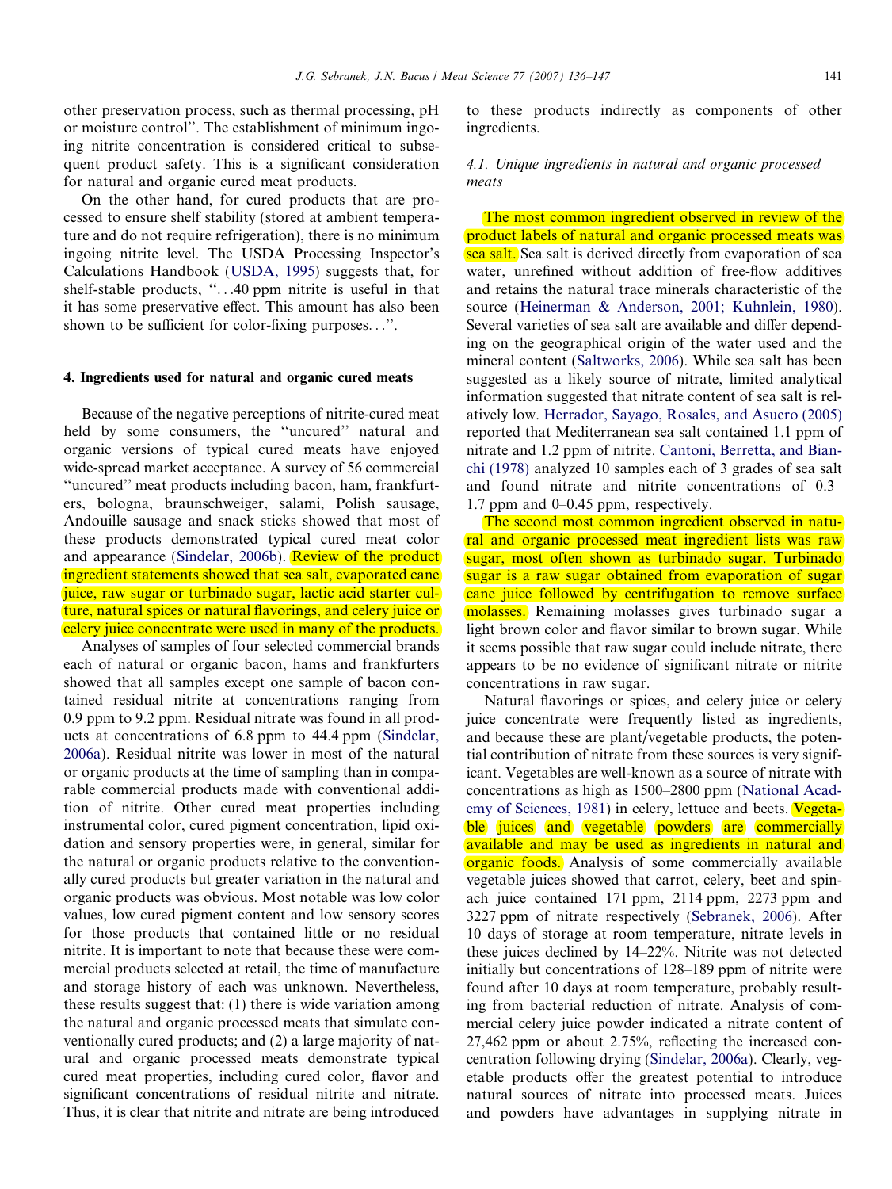other preservation process, such as thermal processing, pH or moisture control''. The establishment of minimum ingoing nitrite concentration is considered critical to subsequent product safety. This is a significant consideration for natural and organic cured meat products.

On the other hand, for cured products that are processed to ensure shelf stability (stored at ambient temperature and do not require refrigeration), there is no minimum ingoing nitrite level. The USDA Processing Inspector's Calculations Handbook (USDA, 1995) suggests that, for shelf-stable products, ''...40 ppm nitrite is useful in that it has some preservative effect. This amount has also been shown to be sufficient for color-fixing purposes...''.

## 4. Ingredients used for natural and organic cured meats

Because of the negative perceptions of nitrite-cured meat held by some consumers, the ''uncured'' natural and organic versions of typical cured meats have enjoyed wide-spread market acceptance. A survey of 56 commercial ''uncured'' meat products including bacon, ham, frankfurters, bologna, braunschweiger, salami, Polish sausage, Andouille sausage and snack sticks showed that most of these products demonstrated typical cured meat color and appearance (Sindelar, 2006b). Review of the product ingredient statements showed that sea salt, evaporated cane juice, raw sugar or turbinado sugar, lactic acid starter culture, natural spices or natural flavorings, and celery juice or celery juice concentrate were used in many of the products.

Analyses of samples of four selected commercial brands each of natural or organic bacon, hams and frankfurters showed that all samples except one sample of bacon contained residual nitrite at concentrations ranging from 0.9 ppm to 9.2 ppm. Residual nitrate was found in all products at concentrations of 6.8 ppm to 44.4 ppm (Sindelar, 2006a). Residual nitrite was lower in most of the natural or organic products at the time of sampling than in comparable commercial products made with conventional addition of nitrite. Other cured meat properties including instrumental color, cured pigment concentration, lipid oxidation and sensory properties were, in general, similar for the natural or organic products relative to the conventionally cured products but greater variation in the natural and organic products was obvious. Most notable was low color values, low cured pigment content and low sensory scores for those products that contained little or no residual nitrite. It is important to note that because these were commercial products selected at retail, the time of manufacture and storage history of each was unknown. Nevertheless, these results suggest that: (1) there is wide variation among the natural and organic processed meats that simulate conventionally cured products; and (2) a large majority of natural and organic processed meats demonstrate typical cured meat properties, including cured color, flavor and significant concentrations of residual nitrite and nitrate. Thus, it is clear that nitrite and nitrate are being introduced to these products indirectly as components of other ingredients.

### 4.1. Unique ingredients in natural and organic processed meats

The most common ingredient observed in review of the product labels of natural and organic processed meats was sea salt. Sea salt is derived directly from evaporation of sea water, unrefined without addition of free-flow additives and retains the natural trace minerals characteristic of the source (Heinerman & Anderson, 2001; Kuhnlein, 1980). Several varieties of sea salt are available and differ depending on the geographical origin of the water used and the mineral content (Saltworks, 2006). While sea salt has been suggested as a likely source of nitrate, limited analytical information suggested that nitrate content of sea salt is relatively low. Herrador, Sayago, Rosales, and Asuero (2005) reported that Mediterranean sea salt contained 1.1 ppm of nitrate and 1.2 ppm of nitrite. Cantoni, Berretta, and Bianchi (1978) analyzed 10 samples each of 3 grades of sea salt and found nitrate and nitrite concentrations of 0.3–1.7 ppm and 0–0.45 ppm, respectively.

The second most common ingredient observed in natural and organic processed meat ingredient lists was raw sugar, most often shown as turbinado sugar. Turbinado sugar is a raw sugar obtained from evaporation of sugar cane juice followed by centrifugation to remove surface molasses. Remaining molasses gives turbinado sugar a light brown color and flavor similar to brown sugar. While it seems possible that raw sugar could include nitrate, there appears to be no evidence of significant nitrate or nitrite concentrations in raw sugar.

Natural flavorings or spices, and celery juice or celery juice concentrate were frequently listed as ingredients, and because these are plant/vegetable products, the potential contribution of nitrate from these sources is very significant. Vegetables are well-known as a source of nitrate with concentrations as high as 1500–2800 ppm (National Academy of Sciences, 1981) in celery, lettuce and beets. Vegetable juices and vegetable powders are commercially available and may be used as ingredients in natural and organic foods. Analysis of some commercially available vegetable juices showed that carrot, celery, beet and spinach juice contained 171 ppm, 2114 ppm, 2273 ppm and 3227 ppm of nitrate respectively (Sebranek, 2006). After 10 days of storage at room temperature, nitrate levels in these juices declined by 14–22%. Nitrite was not detected initially but concentrations of 128–189 ppm of nitrite were found after 10 days at room temperature, probably resulting from bacterial reduction of nitrate. Analysis of commercial celery juice powder indicated a nitrate content of 27,462 ppm or about 2.75%, reflecting the increased concentration following drying (Sindelar, 2006a). Clearly, vegetable products offer the greatest potential to introduce natural sources of nitrate into processed meats. Juices and powders have advantages in supplying nitrate in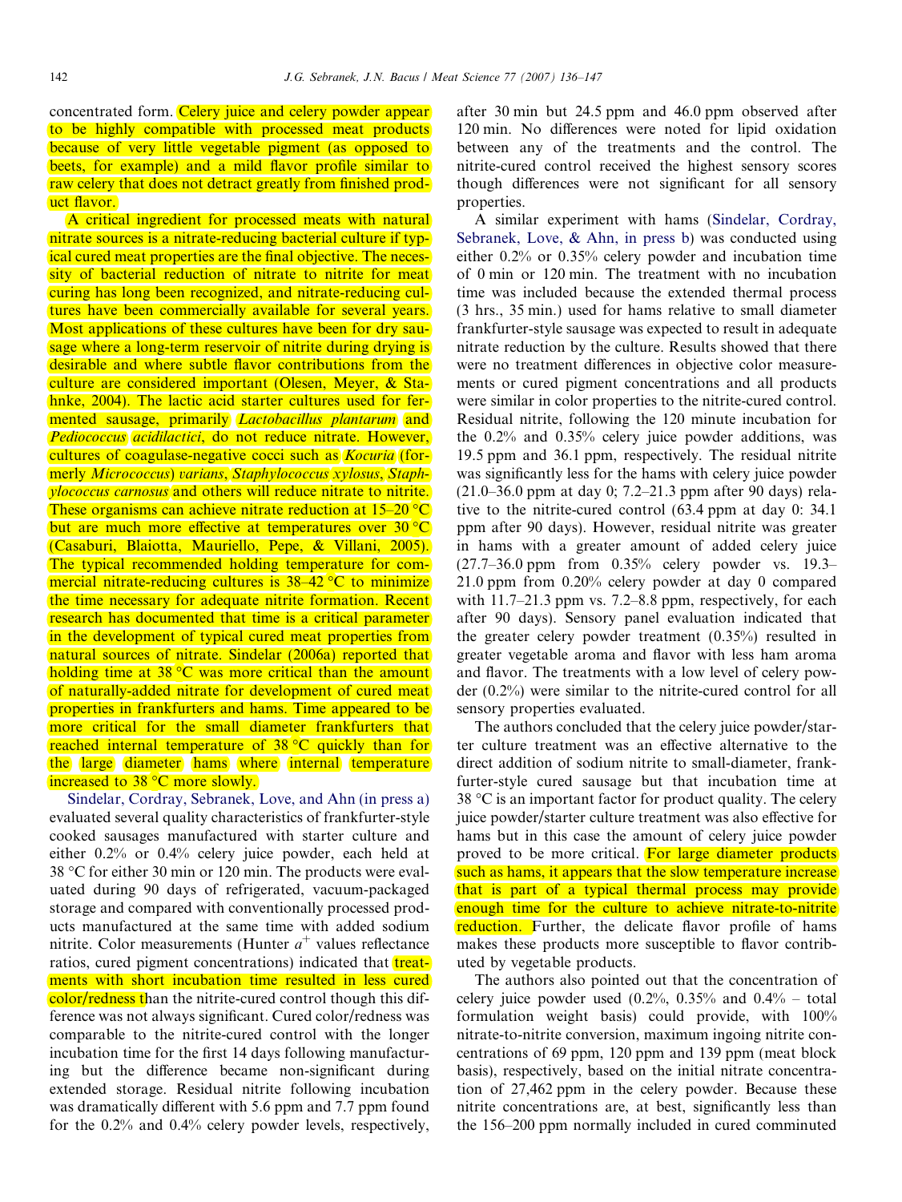concentrated form. Celery juice and celery powder appear to be highly compatible with processed meat products because of very little vegetable pigment (as opposed to beets, for example) and a mild flavor profile similar to raw celery that does not detract greatly from finished product flavor.

A critical ingredient for processed meats with natural nitrate sources is a nitrate-reducing bacterial culture if typical cured meat properties are the final objective. The necessity of bacterial reduction of nitrate to nitrite for meat curing has long been recognized, and nitrate-reducing cultures have been commercially available for several years. Most applications of these cultures have been for dry sausage where a long-term reservoir of nitrite during drying is desirable and where subtle flavor contributions from the culture are considered important (Olesen, Meyer, & Stahnke, 2004). The lactic acid starter cultures used for fermented sausage, primarily *Lactobacillus plantarum* and *Pediococcus acidilactici*, do not reduce nitrate. However, cultures of coagulase-negative cocci such as *Kocuria* (formerly *Micrococcus*) *varians*, *Staphylococcus xylosus*, *Staphylococcus carnosus* and others will reduce nitrate to nitrite. These organisms can achieve nitrate reduction at 15–20 °C but are much more effective at temperatures over 30 °C (Casaburi, Blaiotta, Mauriello, Pepe, & Villani, 2005). The typical recommended holding temperature for commercial nitrate-reducing cultures is 38–42 °C to minimize the time necessary for adequate nitrite formation. Recent research has documented that time is a critical parameter in the development of typical cured meat properties from natural sources of nitrate. Sindelar (2006a) reported that holding time at 38 °C was more critical than the amount of naturally-added nitrate for development of cured meat properties in frankfurters and hams. Time appeared to be more critical for the small diameter frankfurters that reached internal temperature of 38 °C quickly than for the large diameter hams where internal temperature increased to 38 °C more slowly.

Sindelar, Cordray, Sebranek, Love, and Ahn (in press a) evaluated several quality characteristics of frankfurter-style cooked sausages manufactured with starter culture and either 0.2% or 0.4% celery juice powder, each held at 38 °C for either 30 min or 120 min. The products were evaluated during 90 days of refrigerated, vacuum-packaged storage and compared with conventionally processed products manufactured at the same time with added sodium nitrite. Color measurements (Hunter $a^+$ values reflectance ratios, cured pigment concentrations) indicated that treatments with short incubation time resulted in less cured color/redness than the nitrite-cured control though this difference was not always significant. Cured color/redness was comparable to the nitrite-cured control with the longer incubation time for the first 14 days following manufacturing but the difference became non-significant during extended storage. Residual nitrite following incubation was dramatically different with 5.6 ppm and 7.7 ppm found for the 0.2% and 0.4% celery powder levels, respectively, after 30 min but 24.5 ppm and 46.0 ppm observed after 120 min. No differences were noted for lipid oxidation between any of the treatments and the control. The nitrite-cured control received the highest sensory scores though differences were not significant for all sensory properties.

A similar experiment with hams (Sindelar, Cordray, Sebranek, Love, & Ahn, in press b) was conducted using either 0.2% or 0.35% celery powder and incubation time of 0 min or 120 min. The treatment with no incubation time was included because the extended thermal process (3 hrs., 35 min.) used for hams relative to small diameter frankfurter-style sausage was expected to result in adequate nitrate reduction by the culture. Results showed that there were no treatment differences in objective color measurements or cured pigment concentrations and all products were similar in color properties to the nitrite-cured control. Residual nitrite, following the 120 minute incubation for the 0.2% and 0.35% celery juice powder additions, was 19.5 ppm and 36.1 ppm, respectively. The residual nitrite was significantly less for the hams with celery juice powder (21.0–36.0 ppm at day 0; 7.2–21.3 ppm after 90 days) relative to the nitrite-cured control (63.4 ppm at day 0: 34.1 ppm after 90 days). However, residual nitrite was greater in hams with a greater amount of added celery juice (27.7–36.0 ppm from 0.35% celery powder vs. 19.3–21.0 ppm from 0.20% celery powder at day 0 compared with 11.7–21.3 ppm vs. 7.2–8.8 ppm, respectively, for each after 90 days). Sensory panel evaluation indicated that the greater celery powder treatment (0.35%) resulted in greater vegetable aroma and flavor with less ham aroma and flavor. The treatments with a low level of celery powder (0.2%) were similar to the nitrite-cured control for all sensory properties evaluated.

The authors concluded that the celery juice powder/starter culture treatment was an effective alternative to the direct addition of sodium nitrite to small-diameter, frankfurter-style cured sausage but that incubation time at 38 °C is an important factor for product quality. The celery juice powder/starter culture treatment was also effective for hams but in this case the amount of celery juice powder proved to be more critical. For large diameter products such as hams, it appears that the slow temperature increase that is part of a typical thermal process may provide enough time for the culture to achieve nitrate-to-nitrite reduction. Further, the delicate flavor profile of hams makes these products more susceptible to flavor contributed by vegetable products.

The authors also pointed out that the concentration of celery juice powder used (0.2%, 0.35% and 0.4% – total formulation weight basis) could provide, with 100% nitrate-to-nitrite conversion, maximum ingoing nitrite concentrations of 69 ppm, 120 ppm and 139 ppm (meat block basis), respectively, based on the initial nitrate concentration of 27,462 ppm in the celery powder. Because these nitrite concentrations are, at best, significantly less than the 156–200 ppm normally included in cured comminuted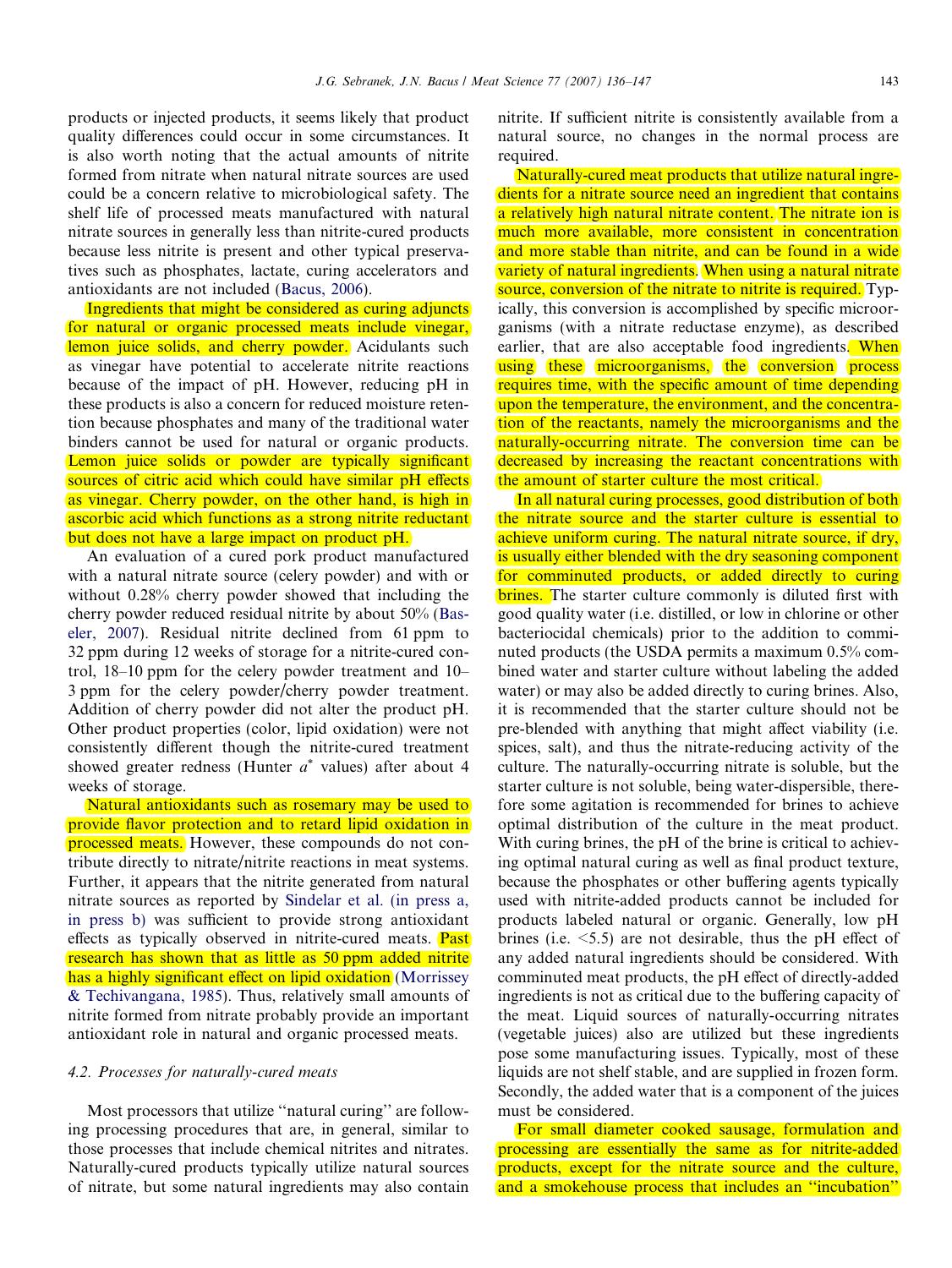products or injected products, it seems likely that product quality differences could occur in some circumstances. It is also worth noting that the actual amounts of nitrite formed from nitrate when natural nitrate sources are used could be a concern relative to microbiological safety. The shelf life of processed meats manufactured with natural nitrate sources in generally less than nitrite-cured products because less nitrite is present and other typical preservatives such as phosphates, lactate, curing accelerators and antioxidants are not included (Bacus, 2006).

Ingredients that might be considered as curing adjuncts for natural or organic processed meats include vinegar, lemon juice solids, and cherry powder. Acidulants such as vinegar have potential to accelerate nitrite reactions because of the impact of pH. However, reducing pH in these products is also a concern for reduced moisture retention because phosphates and many of the traditional water binders cannot be used for natural or organic products. Lemon juice solids or powder are typically significant sources of citric acid which could have similar pH effects as vinegar. Cherry powder, on the other hand, is high in ascorbic acid which functions as a strong nitrite reductant but does not have a large impact on product pH.

An evaluation of a cured pork product manufactured with a natural nitrate source (celery powder) and with or without 0.28% cherry powder showed that including the cherry powder reduced residual nitrite by about 50% (Baseler, 2007). Residual nitrite declined from 61 ppm to 32 ppm during 12 weeks of storage for a nitrite-cured control, 18–10 ppm for the celery powder treatment and 10–3 ppm for the celery powder/cherry powder treatment. Addition of cherry powder did not alter the product pH. Other product properties (color, lipid oxidation) were not consistently different though the nitrite-cured treatment showed greater redness (Hunter $a^*$ values) after about 4 weeks of storage.

Natural antioxidants such as rosemary may be used to provide flavor protection and to retard lipid oxidation in processed meats. However, these compounds do not contribute directly to nitrate/nitrite reactions in meat systems. Further, it appears that the nitrite generated from natural nitrate sources as reported by Sindelar et al. (in press a, in press b) was sufficient to provide strong antioxidant effects as typically observed in nitrite-cured meats. Past research has shown that as little as 50 ppm added nitrite has a highly significant effect on lipid oxidation (Morrissey & Techivangana, 1985). Thus, relatively small amounts of nitrite formed from nitrate probably provide an important antioxidant role in natural and organic processed meats.

### 4.2. Processes for naturally-cured meats

Most processors that utilize "natural curing" are following processing procedures that are, in general, similar to those processes that include chemical nitrites and nitrates. Naturally-cured products typically utilize natural sources of nitrate, but some natural ingredients may also contain nitrite. If sufficient nitrite is consistently available from a natural source, no changes in the normal process are required.

Naturally-cured meat products that utilize natural ingredients for a nitrate source need an ingredient that contains a relatively high natural nitrate content. The nitrate ion is much more available, more consistent in concentration and more stable than nitrite, and can be found in a wide variety of natural ingredients. When using a natural nitrate source, conversion of the nitrate to nitrite is required. Typically, this conversion is accomplished by specific microorganisms (with a nitrate reductase enzyme), as described earlier, that are also acceptable food ingredients. When using these microorganisms, the conversion process requires time, with the specific amount of time depending upon the temperature, the environment, and the concentration of the reactants, namely the microorganisms and the naturally-occurring nitrate. The conversion time can be decreased by increasing the reactant concentrations with the amount of starter culture the most critical.

In all natural curing processes, good distribution of both the nitrate source and the starter culture is essential to achieve uniform curing. The natural nitrate source, if dry, is usually either blended with the dry seasoning component for comminuted products, or added directly to curing brines. The starter culture commonly is diluted first with good quality water (i.e. distilled, or low in chlorine or other bacteriocidal chemicals) prior to the addition to comminuted products (the USDA permits a maximum 0.5% combined water and starter culture without labeling the added water) or may also be added directly to curing brines. Also, it is recommended that the starter culture should not be pre-blended with anything that might affect viability (i.e. spices, salt), and thus the nitrate-reducing activity of the culture. The naturally-occurring nitrate is soluble, but the starter culture is not soluble, being water-dispersible, therefore some agitation is recommended for brines to achieve optimal distribution of the culture in the meat product. With curing brines, the pH of the brine is critical to achieving optimal natural curing as well as final product texture, because the phosphates or other buffering agents typically used with nitrite-added products cannot be included for products labeled natural or organic. Generally, low pH brines (i.e. <5.5) are not desirable, thus the pH effect of any added natural ingredients should be considered. With comminuted meat products, the pH effect of directly-added ingredients is not as critical due to the buffering capacity of the meat. Liquid sources of naturally-occurring nitrates (vegetable juices) also are utilized but these ingredients pose some manufacturing issues. Typically, most of these liquids are not shelf stable, and are supplied in frozen form. Secondly, the added water that is a component of the juices must be considered.

For small diameter cooked sausage, formulation and processing are essentially the same as for nitrite-added products, except for the nitrate source and the culture, and a smokehouse process that includes an "incubation"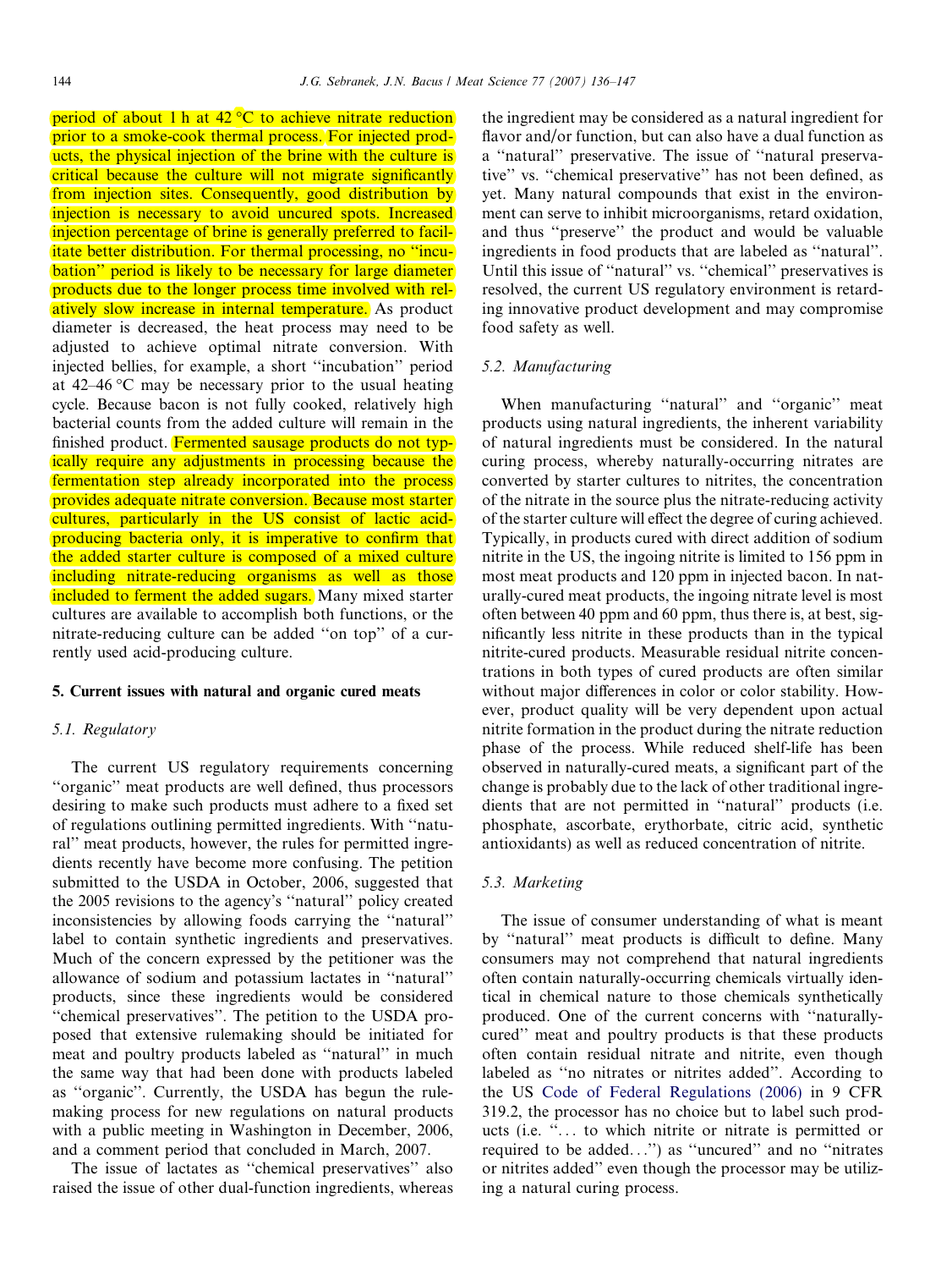period of about 1 h at 42 °C to achieve nitrate reduction prior to a smoke-cook thermal process. For injected products, the physical injection of the brine with the culture is critical because the culture will not migrate significantly from injection sites. Consequently, good distribution by injection is necessary to avoid uncured spots. Increased injection percentage of brine is generally preferred to facilitate better distribution. For thermal processing, no ''incubation'' period is likely to be necessary for large diameter products due to the longer process time involved with relatively slow increase in internal temperature. As product diameter is decreased, the heat process may need to be adjusted to achieve optimal nitrate conversion. With injected bellies, for example, a short ''incubation'' period at 42–46 °C may be necessary prior to the usual heating cycle. Because bacon is not fully cooked, relatively high bacterial counts from the added culture will remain in the finished product. Fermented sausage products do not typically require any adjustments in processing because the fermentation step already incorporated into the process provides adequate nitrate conversion. Because most starter cultures, particularly in the US consist of lactic acid-producing bacteria only, it is imperative to confirm that the added starter culture is composed of a mixed culture including nitrate-reducing organisms as well as those included to ferment the added sugars. Many mixed starter cultures are available to accomplish both functions, or the nitrate-reducing culture can be added ''on top'' of a currently used acid-producing culture.

## 5. Current issues with natural and organic cured meats

### 5.1. Regulatory

The current US regulatory requirements concerning ''organic'' meat products are well defined, thus processors desiring to make such products must adhere to a fixed set of regulations outlining permitted ingredients. With ''natural'' meat products, however, the rules for permitted ingredients recently have become more confusing. The petition submitted to the USDA in October, 2006, suggested that the 2005 revisions to the agency's ''natural'' policy created inconsistencies by allowing foods carrying the ''natural'' label to contain synthetic ingredients and preservatives. Much of the concern expressed by the petitioner was the allowance of sodium and potassium lactates in ''natural'' products, since these ingredients would be considered ''chemical preservatives''. The petition to the USDA proposed that extensive rulemaking should be initiated for meat and poultry products labeled as ''natural'' in much the same way that had been done with products labeled as ''organic''. Currently, the USDA has begun the rulemaking process for new regulations on natural products with a public meeting in Washington in December, 2006, and a comment period that concluded in March, 2007.

The issue of lactates as ''chemical preservatives'' also raised the issue of other dual-function ingredients, whereas the ingredient may be considered as a natural ingredient for flavor and/or function, but can also have a dual function as a ''natural'' preservative. The issue of ''natural preservative'' vs. ''chemical preservative'' has not been defined, as yet. Many natural compounds that exist in the environment can serve to inhibit microorganisms, retard oxidation, and thus ''preserve'' the product and would be valuable ingredients in food products that are labeled as ''natural''. Until this issue of ''natural'' vs. ''chemical'' preservatives is resolved, the current US regulatory environment is retarding innovative product development and may compromise food safety as well.

### 5.2. Manufacturing

When manufacturing ''natural'' and ''organic'' meat products using natural ingredients, the inherent variability of natural ingredients must be considered. In the natural curing process, whereby naturally-occurring nitrates are converted by starter cultures to nitrites, the concentration of the nitrate in the source plus the nitrate-reducing activity of the starter culture will effect the degree of curing achieved. Typically, in products cured with direct addition of sodium nitrite in the US, the ingoing nitrite is limited to 156 ppm in most meat products and 120 ppm in injected bacon. In naturally-cured meat products, the ingoing nitrate level is most often between 40 ppm and 60 ppm, thus there is, at best, significantly less nitrite in these products than in the typical nitrite-cured products. Measurable residual nitrite concentrations in both types of cured products are often similar without major differences in color or color stability. However, product quality will be very dependent upon actual nitrite formation in the product during the nitrate reduction phase of the process. While reduced shelf-life has been observed in naturally-cured meats, a significant part of the change is probably due to the lack of other traditional ingredients that are not permitted in ''natural'' products (i.e. phosphate, ascorbate, erythorbate, citric acid, synthetic antioxidants) as well as reduced concentration of nitrite.

### 5.3. Marketing

The issue of consumer understanding of what is meant by ''natural'' meat products is difficult to define. Many consumers may not comprehend that natural ingredients often contain naturally-occurring chemicals virtually identical in chemical nature to those chemicals synthetically produced. One of the current concerns with ''naturally-cured'' meat and poultry products is that these products often contain residual nitrate and nitrite, even though labeled as ''no nitrates or nitrites added''. According to the US Code of Federal Regulations (2006) in 9 CFR 319.2, the processor has no choice but to label such products (i.e. ''... to which nitrite or nitrate is permitted or required to be added...'') as ''uncured'' and no ''nitrates or nitrites added'' even though the processor may be utilizing a natural curing process.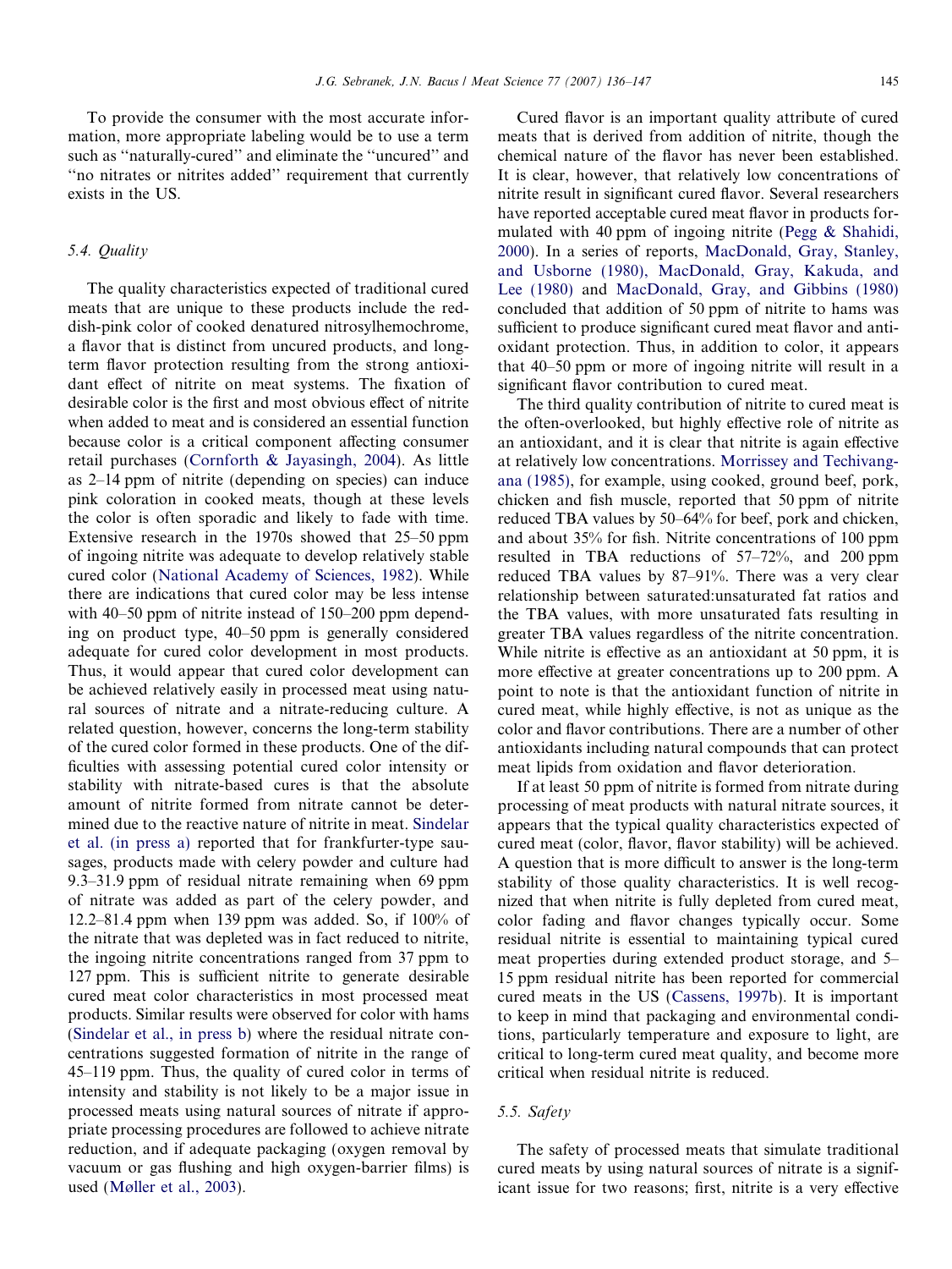To provide the consumer with the most accurate information, more appropriate labeling would be to use a term such as ''naturally-cured'' and eliminate the ''uncured'' and ''no nitrates or nitrites added'' requirement that currently exists in the US.

### 5.4. Quality

The quality characteristics expected of traditional cured meats that are unique to these products include the reddish-pink color of cooked denatured nitrosylhemochrome, a flavor that is distinct from uncured products, and long-term flavor protection resulting from the strong antioxidant effect of nitrite on meat systems. The fixation of desirable color is the first and most obvious effect of nitrite when added to meat and is considered an essential function because color is a critical component affecting consumer retail purchases (Cornforth & Jayasingh, 2004). As little as 2–14 ppm of nitrite (depending on species) can induce pink coloration in cooked meats, though at these levels the color is often sporadic and likely to fade with time. Extensive research in the 1970s showed that 25–50 ppm of ingoing nitrite was adequate to develop relatively stable cured color (National Academy of Sciences, 1982). While there are indications that cured color may be less intense with 40–50 ppm of nitrite instead of 150–200 ppm depending on product type, 40–50 ppm is generally considered adequate for cured color development in most products. Thus, it would appear that cured color development can be achieved relatively easily in processed meat using natural sources of nitrate and a nitrate-reducing culture. A related question, however, concerns the long-term stability of the cured color formed in these products. One of the difficulties with assessing potential cured color intensity or stability with nitrate-based cures is that the absolute amount of nitrite formed from nitrate cannot be determined due to the reactive nature of nitrite in meat. Sindelar et al. (in press a) reported that for frankfurter-type sausages, products made with celery powder and culture had 9.3–31.9 ppm of residual nitrate remaining when 69 ppm of nitrate was added as part of the celery powder, and 12.2–81.4 ppm when 139 ppm was added. So, if 100% of the nitrate that was depleted was in fact reduced to nitrite, the ingoing nitrite concentrations ranged from 37 ppm to 127 ppm. This is sufficient nitrite to generate desirable cured meat color characteristics in most processed meat products. Similar results were observed for color with hams (Sindelar et al., in press b) where the residual nitrate concentrations suggested formation of nitrite in the range of 45–119 ppm. Thus, the quality of cured color in terms of intensity and stability is not likely to be a major issue in processed meats using natural sources of nitrate if appropriate processing procedures are followed to achieve nitrate reduction, and if adequate packaging (oxygen removal by vacuum or gas flushing and high oxygen-barrier films) is used (Møller et al., 2003).

Cured flavor is an important quality attribute of cured meats that is derived from addition of nitrite, though the chemical nature of the flavor has never been established. It is clear, however, that relatively low concentrations of nitrite result in significant cured flavor. Several researchers have reported acceptable cured meat flavor in products formulated with 40 ppm of ingoing nitrite (Pegg & Shahidi, 2000). In a series of reports, MacDonald, Gray, Stanley, and Usborne (1980), MacDonald, Gray, Kakuda, and Lee (1980) and MacDonald, Gray, and Gibbins (1980) concluded that addition of 50 ppm of nitrite to hams was sufficient to produce significant cured meat flavor and antioxidant protection. Thus, in addition to color, it appears that 40–50 ppm or more of ingoing nitrite will result in a significant flavor contribution to cured meat.

The third quality contribution of nitrite to cured meat is the often-overlooked, but highly effective role of nitrite as an antioxidant, and it is clear that nitrite is again effective at relatively low concentrations. Morrissey and Techivangana (1985), for example, using cooked, ground beef, pork, chicken and fish muscle, reported that 50 ppm of nitrite reduced TBA values by 50–64% for beef, pork and chicken, and about 35% for fish. Nitrite concentrations of 100 ppm resulted in TBA reductions of 57–72%, and 200 ppm reduced TBA values by 87–91%. There was a very clear relationship between saturated:unsaturated fat ratios and the TBA values, with more unsaturated fats resulting in greater TBA values regardless of the nitrite concentration. While nitrite is effective as an antioxidant at 50 ppm, it is more effective at greater concentrations up to 200 ppm. A point to note is that the antioxidant function of nitrite in cured meat, while highly effective, is not as unique as the color and flavor contributions. There are a number of other antioxidants including natural compounds that can protect meat lipids from oxidation and flavor deterioration.

If at least 50 ppm of nitrite is formed from nitrate during processing of meat products with natural nitrate sources, it appears that the typical quality characteristics expected of cured meat (color, flavor, flavor stability) will be achieved. A question that is more difficult to answer is the long-term stability of those quality characteristics. It is well recognized that when nitrite is fully depleted from cured meat, color fading and flavor changes typically occur. Some residual nitrite is essential to maintaining typical cured meat properties during extended product storage, and 5–15 ppm residual nitrite has been reported for commercial cured meats in the US (Cassens, 1997b). It is important to keep in mind that packaging and environmental conditions, particularly temperature and exposure to light, are critical to long-term cured meat quality, and become more critical when residual nitrite is reduced.

### 5.5. Safety

The safety of processed meats that simulate traditional cured meats by using natural sources of nitrate is a significant issue for two reasons; first, nitrite is a very effective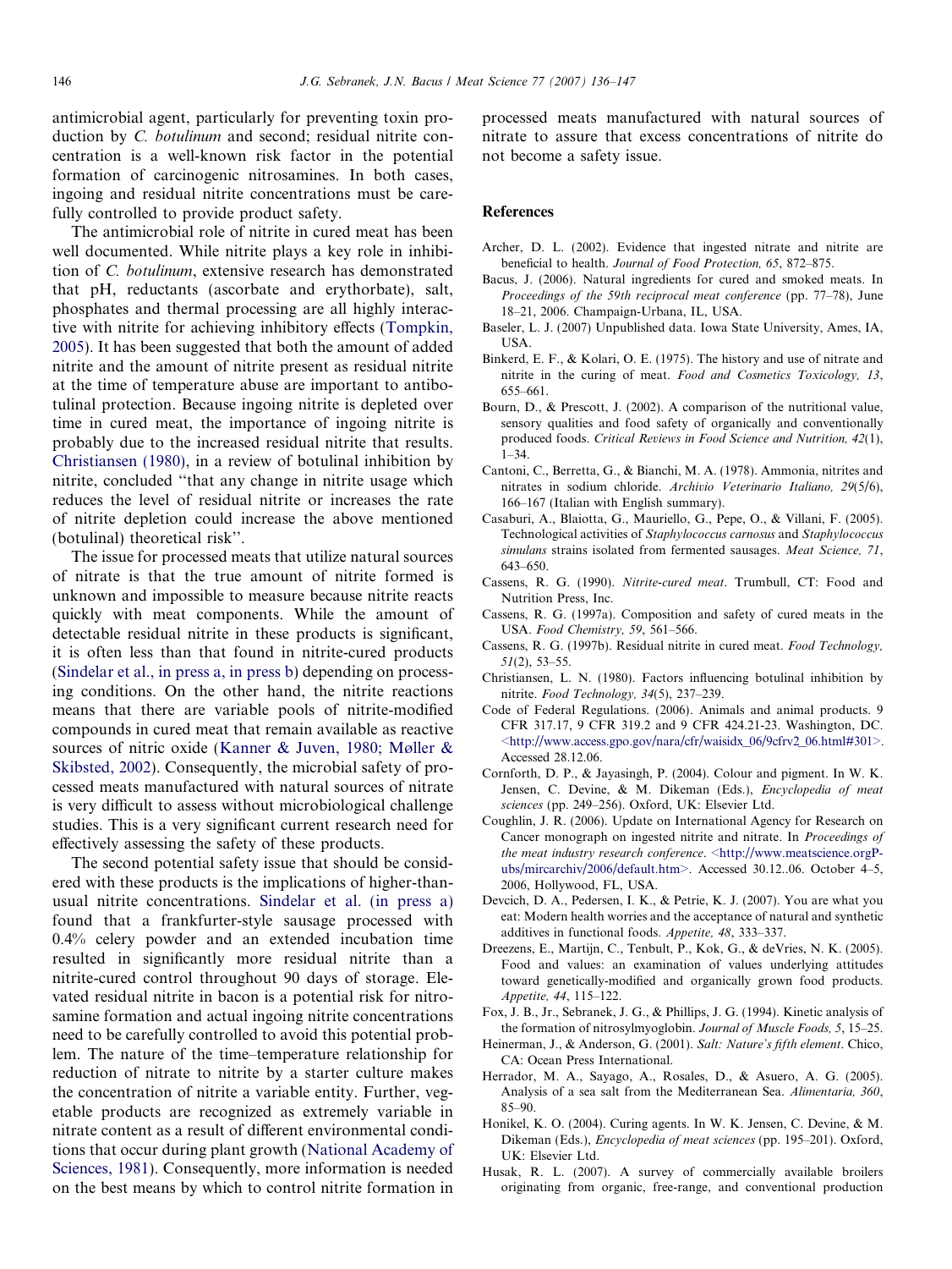antimicrobial agent, particularly for preventing toxin production by *C. botulinum* and second; residual nitrite concentration is a well-known risk factor in the potential formation of carcinogenic nitrosamines. In both cases, ingoing and residual nitrite concentrations must be carefully controlled to provide product safety.

The antimicrobial role of nitrite in cured meat has been well documented. While nitrite plays a key role in inhibition of *C. botulinum*, extensive research has demonstrated that pH, reductants (ascorbate and erythorbate), salt, phosphates and thermal processing are all highly interactive with nitrite for achieving inhibitory effects (Tompkin, 2005). It has been suggested that both the amount of added nitrite and the amount of nitrite present as residual nitrite at the time of temperature abuse are important to antibotulinal protection. Because ingoing nitrite is depleted over time in cured meat, the importance of ingoing nitrite is probably due to the increased residual nitrite that results. Christiansen (1980), in a review of botulinal inhibition by nitrite, concluded ''that any change in nitrite usage which reduces the level of residual nitrite or increases the rate of nitrite depletion could increase the above mentioned (botulinal) theoretical risk''.

The issue for processed meats that utilize natural sources of nitrate is that the true amount of nitrite formed is unknown and impossible to measure because nitrite reacts quickly with meat components. While the amount of detectable residual nitrite in these products is significant, it is often less than that found in nitrite-cured products (Sindelar et al., in press a, in press b) depending on processing conditions. On the other hand, the nitrite reactions means that there are variable pools of nitrite-modified compounds in cured meat that remain available as reactive sources of nitric oxide (Kanner & Juven, 1980; Møller & Skibsted, 2002). Consequently, the microbial safety of processed meats manufactured with natural sources of nitrate is very difficult to assess without microbiological challenge studies. This is a very significant current research need for effectively assessing the safety of these products.

The second potential safety issue that should be considered with these products is the implications of higher-than-usual nitrite concentrations. Sindelar et al. (in press a) found that a frankfurter-style sausage processed with 0.4% celery powder and an extended incubation time resulted in significantly more residual nitrite than a nitrite-cured control throughout 90 days of storage. Elevated residual nitrite in bacon is a potential risk for nitrosamine formation and actual ingoing nitrite concentrations need to be carefully controlled to avoid this potential problem. The nature of the time–temperature relationship for reduction of nitrate to nitrite by a starter culture makes the concentration of nitrite a variable entity. Further, vegetable products are recognized as extremely variable in nitrate content as a result of different environmental conditions that occur during plant growth (National Academy of Sciences, 1981). Consequently, more information is needed on the best means by which to control nitrite formation in processed meats manufactured with natural sources of nitrate to assure that excess concentrations of nitrite do not become a safety issue.

## References

Archer, D. L. (2002). Evidence that ingested nitrate and nitrite are beneficial to health. *Journal of Food Protection, 65*, 872–875.

Bacus, J. (2006). Natural ingredients for cured and smoked meats. In *Proceedings of the 59th reciprocal meat conference* (pp. 77–78), June 18–21, 2006. Champaign-Urbana, IL, USA.

Baseler, L. J. (2007) Unpublished data. Iowa State University, Ames, IA, USA.

Binkerd, E. F., & Kolari, O. E. (1975). The history and use of nitrate and nitrite in the curing of meat. *Food and Cosmetics Toxicology, 13*, 655–661.

Bourn, D., & Prescott, J. (2002). A comparison of the nutritional value, sensory qualities and food safety of organically and conventionally produced foods. *Critical Reviews in Food Science and Nutrition, 42*(1), 1–34.

Cantoni, C., Berretta, G., & Bianchi, M. A. (1978). Ammonia, nitrites and nitrates in sodium chloride. *Archivio Veterinario Italiano, 29*(5/6), 166–167 (Italian with English summary).

Casaburi, A., Blaiotta, G., Mauriello, G., Pepe, O., & Villani, F. (2005). Technological activities of *Staphylococcus carnosus* and *Staphylococcus simulans* strains isolated from fermented sausages. *Meat Science, 71*, 643–650.

Cassens, R. G. (1990). *Nitrite-cured meat*. Trumbull, CT: Food and Nutrition Press, Inc.

Cassens, R. G. (1997a). Composition and safety of cured meats in the USA. *Food Chemistry, 59*, 561–566.

Cassens, R. G. (1997b). Residual nitrite in cured meat. *Food Technology, 51*(2), 53–55.

Christiansen, L. N. (1980). Factors influencing botulinal inhibition by nitrite. *Food Technology, 34*(5), 237–239.

Code of Federal Regulations. (2006). Animals and animal products. 9 CFR 317.17, 9 CFR 319.2 and 9 CFR 424.21-23. Washington, DC. <http://www.access.gpo.gov/nara/cfr/waisidx_06/9cfrv2_06.html#301>. Accessed 28.12.06.

Cornforth, D. P., & Jayasingh, P. (2004). Colour and pigment. In W. K. Jensen, C. Devine, & M. Dikeman (Eds.), *Encyclopedia of meat sciences* (pp. 249–256). Oxford, UK: Elsevier Ltd.

Coughlin, J. R. (2006). Update on International Agency for Research on Cancer monograph on ingested nitrite and nitrate. In *Proceedings of the meat industry research conference*. <http://www.meatscience.orgPubs/mircarchiv/2006/default.htm>. Accessed 30.12..06. October 4–5, 2006, Hollywood, FL, USA.

Devcich, D. A., Pedersen, I. K., & Petrie, K. J. (2007). You are what you eat: Modern health worries and the acceptance of natural and synthetic additives in functional foods. *Appetite, 48*, 333–337.

Dreezens, E., Martijn, C., Tenbult, P., Kok, G., & deVries, N. K. (2005). Food and values: an examination of values underlying attitudes toward genetically-modified and organically grown food products. *Appetite, 44*, 115–122.

Fox, J. B., Jr., Sebranek, J. G., & Phillips, J. G. (1994). Kinetic analysis of the formation of nitrosylmyoglobin. *Journal of Muscle Foods, 5*, 15–25.

Heinerman, J., & Anderson, G. (2001). *Salt: Nature's fifth element*. Chico, CA: Ocean Press International.

Herrador, M. A., Sayago, A., Rosales, D., & Asuero, A. G. (2005). Analysis of a sea salt from the Mediterranean Sea. *Alimentaria, 360*, 85–90.

Honikel, K. O. (2004). Curing agents. In W. K. Jensen, C. Devine, & M. Dikeman (Eds.), *Encyclopedia of meat sciences* (pp. 195–201). Oxford, UK: Elsevier Ltd.

Husak, R. L. (2007). A survey of commercially available broilers originating from organic, free-range, and conventional production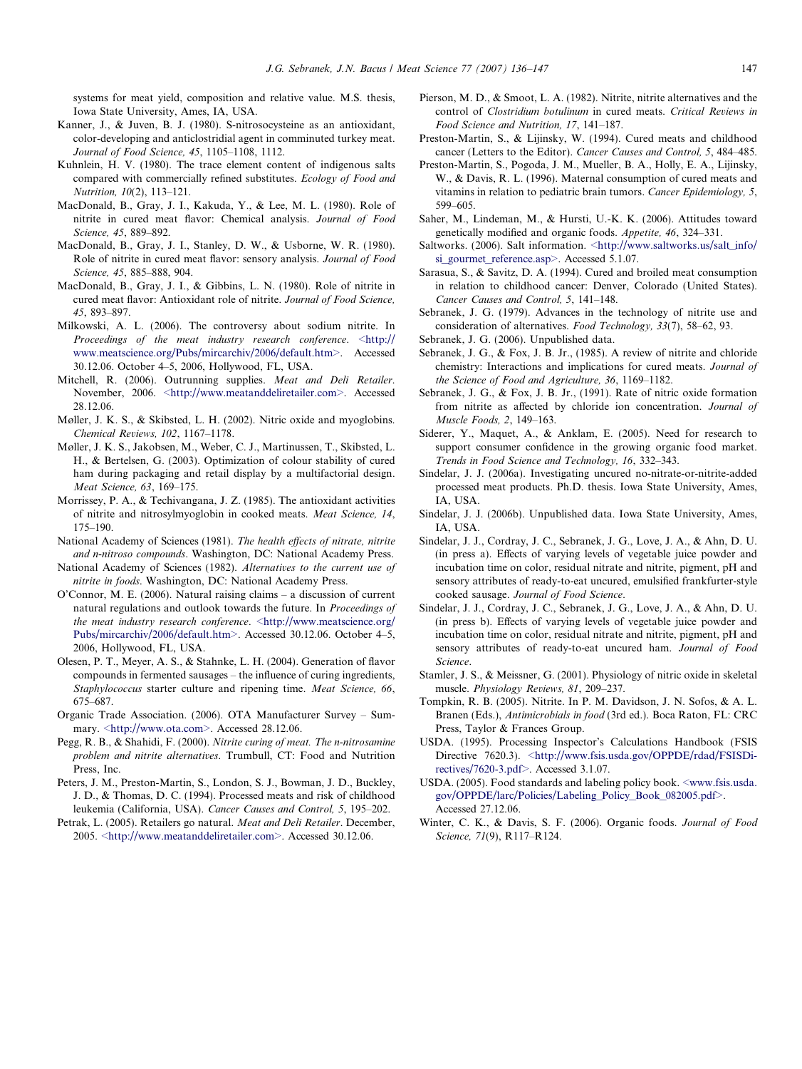systems for meat yield, composition and relative value. M.S. thesis, Iowa State University, Ames, IA, USA.

Kanner, J., & Juven, B. J. (1980). S-nitrosocysteine as an antioxidant, color-developing and anticlostridial agent in comminuted turkey meat. *Journal of Food Science, 45*, 1105–1108, 1112.

Kuhnlein, H. V. (1980). The trace element content of indigenous salts compared with commercially refined substitutes. *Ecology of Food and Nutrition, 10*(2), 113–121.

MacDonald, B., Gray, J. I., Kakuda, Y., & Lee, M. L. (1980). Role of nitrite in cured meat flavor: Chemical analysis. *Journal of Food Science, 45*, 889–892.

MacDonald, B., Gray, J. I., Stanley, D. W., & Usborne, W. R. (1980). Role of nitrite in cured meat flavor: sensory analysis. *Journal of Food Science, 45*, 885–888, 904.

MacDonald, B., Gray, J. I., & Gibbins, L. N. (1980). Role of nitrite in cured meat flavor: Antioxidant role of nitrite. *Journal of Food Science, 45*, 893–897.

Milkowski, A. L. (2006). The controversy about sodium nitrite. In *Proceedings of the meat industry research conference*. <http://www.meatscience.org/Pubs/mircarchiv/2006/default.htm>. Accessed 30.12.06. October 4–5, 2006, Hollywood, FL, USA.

Mitchell, R. (2006). Outrunning supplies. *Meat and Deli Retailer*. November, 2006. <http://www.meatanddeliretailer.com>. Accessed 28.12.06.

Møller, J. K. S., & Skibsted, L. H. (2002). Nitric oxide and myoglobins. *Chemical Reviews, 102*, 1167–1178.

Møller, J. K. S., Jakobsen, M., Weber, C. J., Martinussen, T., Skibsted, L. H., & Bertelsen, G. (2003). Optimization of colour stability of cured ham during packaging and retail display by a multifactorial design. *Meat Science, 63*, 169–175.

Morrissey, P. A., & Techivangana, J. Z. (1985). The antioxidant activities of nitrite and nitrosylmyoglobin in cooked meats. *Meat Science, 14*, 175–190.

National Academy of Sciences (1981). *The health effects of nitrate, nitrite and n-nitroso compounds*. Washington, DC: National Academy Press.

National Academy of Sciences (1982). *Alternatives to the current use of nitrite in foods*. Washington, DC: National Academy Press.

O'Connor, M. E. (2006). Natural raising claims – a discussion of current natural regulations and outlook towards the future. In *Proceedings of the meat industry research conference*. <http://www.meatscience.org/Pubs/mircarchiv/2006/default.htm>. Accessed 30.12.06. October 4–5, 2006, Hollywood, FL, USA.

Olesen, P. T., Meyer, A. S., & Stahnke, L. H. (2004). Generation of flavor compounds in fermented sausages – the influence of curing ingredients, *Staphylococcus* starter culture and ripening time. *Meat Science, 66*, 675–687.

Organic Trade Association. (2006). OTA Manufacturer Survey – Summary. <http://www.ota.com>. Accessed 28.12.06.

Pegg, R. B., & Shahidi, F. (2000). *Nitrite curing of meat. The n-nitrosamine problem and nitrite alternatives*. Trumbull, CT: Food and Nutrition Press, Inc.

Peters, J. M., Preston-Martin, S., London, S. J., Bowman, J. D., Buckley, J. D., & Thomas, D. C. (1994). Processed meats and risk of childhood leukemia (California, USA). *Cancer Causes and Control, 5*, 195–202.

Petrak, L. (2005). Retailers go natural. *Meat and Deli Retailer*. December, 2005. <http://www.meatanddeliretailer.com>. Accessed 30.12.06.

Pierson, M. D., & Smoot, L. A. (1982). Nitrite, nitrite alternatives and the control of *Clostridium botulinum* in cured meats. *Critical Reviews in Food Science and Nutrition, 17*, 141–187.

Preston-Martin, S., & Lijinsky, W. (1994). Cured meats and childhood cancer (Letters to the Editor). *Cancer Causes and Control, 5*, 484–485.

Preston-Martin, S., Pogoda, J. M., Mueller, B. A., Holly, E. A., Lijinsky, W., & Davis, R. L. (1996). Maternal consumption of cured meats and vitamins in relation to pediatric brain tumors. *Cancer Epidemiology, 5*, 599–605.

Saher, M., Lindeman, M., & Hursti, U.-K. K. (2006). Attitudes toward genetically modified and organic foods. *Appetite, 46*, 324–331.

Saltworks. (2006). Salt information. <http://www.saltworks.us/salt_info/si_gourmet_reference.asp>. Accessed 5.1.07.

Sarasua, S., & Savitz, D. A. (1994). Cured and broiled meat consumption in relation to childhood cancer: Denver, Colorado (United States). *Cancer Causes and Control, 5*, 141–148.

Sebranek, J. G. (1979). Advances in the technology of nitrite use and consideration of alternatives. *Food Technology, 33*(7), 58–62, 93.

Sebranek, J. G. (2006). Unpublished data.

Sebranek, J. G., & Fox, J. B. Jr., (1985). A review of nitrite and chloride chemistry: Interactions and implications for cured meats. *Journal of the Science of Food and Agriculture, 36*, 1169–1182.

Sebranek, J. G., & Fox, J. B. Jr., (1991). Rate of nitric oxide formation from nitrite as affected by chloride ion concentration. *Journal of Muscle Foods, 2*, 149–163.

Siderer, Y., Maquet, A., & Anklam, E. (2005). Need for research to support consumer confidence in the growing organic food market. *Trends in Food Science and Technology, 16*, 332–343.

Sindelar, J. J. (2006a). Investigating uncured no-nitrate-or-nitrite-added processed meat products. Ph.D. thesis. Iowa State University, Ames, IA, USA.

Sindelar, J. J. (2006b). Unpublished data. Iowa State University, Ames, IA, USA.

Sindelar, J. J., Cordray, J. C., Sebranek, J. G., Love, J. A., & Ahn, D. U. (in press a). Effects of varying levels of vegetable juice powder and incubation time on color, residual nitrate and nitrite, pigment, pH and sensory attributes of ready-to-eat uncured, emulsified frankfurter-style cooked sausage. *Journal of Food Science*.

Sindelar, J. J., Cordray, J. C., Sebranek, J. G., Love, J. A., & Ahn, D. U. (in press b). Effects of varying levels of vegetable juice powder and incubation time on color, residual nitrate and nitrite, pigment, pH and sensory attributes of ready-to-eat uncured ham. *Journal of Food Science*.

Stamler, J. S., & Meissner, G. (2001). Physiology of nitric oxide in skeletal muscle. *Physiology Reviews, 81*, 209–237.

Tompkin, R. B. (2005). Nitrite. In P. M. Davidson, J. N. Sofos, & A. L. Branen (Eds.), *Antimicrobials in food* (3rd ed.). Boca Raton, FL: CRC Press, Taylor & Frances Group.

USDA. (1995). Processing Inspector's Calculations Handbook (FSIS Directive 7620.3). <http://www.fsis.usda.gov/OPPDE/rdad/FSISDirectives/7620-3.pdf>. Accessed 3.1.07.

USDA. (2005). Food standards and labeling policy book. <www.fsis.usda.gov/OPPDE/larc/Policies/Labeling_Policy_Book_082005.pdf>. Accessed 27.12.06.

Winter, C. K., & Davis, S. F. (2006). Organic foods. *Journal of Food Science, 71*(9), R117–R124.